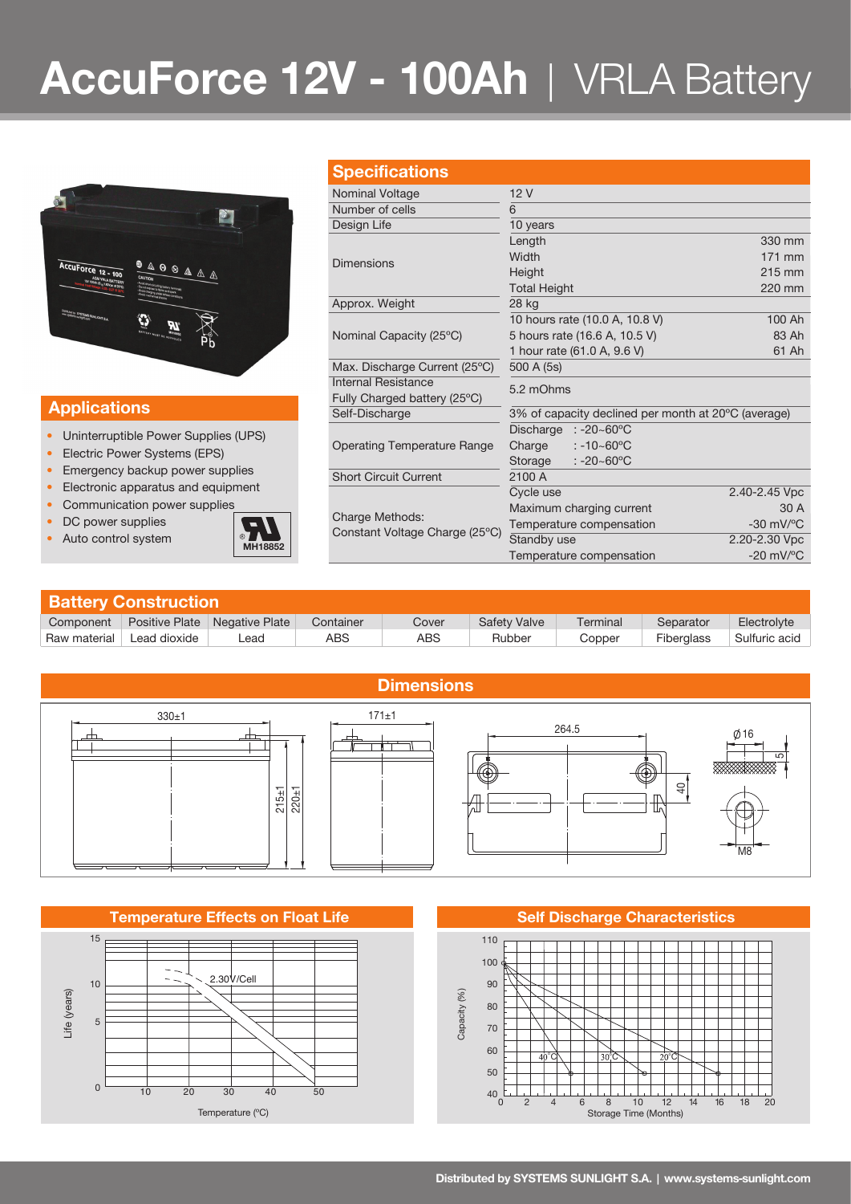# AccuForce 12V - 100Ah | VRLA Battery

## Specifications

| | | |
|---|---|---|
| Nominal Voltage | 12 V | |
| Number of cells | 6 | |
| Design Life | 10 years | |
| Dimensions | Length | 330 mm |
| | Width | 171 mm |
| | Height | 215 mm |
| | Total Height | 220 mm |
| Approx. Weight | 28 kg | |
| Nominal Capacity (25ºC) | 10 hours rate (10.0 A, 10.8 V) | 100 Ah |
| | 5 hours rate (16.6 A, 10.5 V) | 83 Ah |
| | 1 hour rate (61.0 A, 9.6 V) | 61 Ah |
| Max. Discharge Current (25ºC) | 500 A (5s) | |
| Internal Resistance Fully Charged battery (25ºC) | 5.2 mOhms | |
| Self-Discharge | 3% of capacity declined per month at 20ºC (average) | |
| Operating Temperature Range | Discharge : -20~60ºC | |
| | Charge : -10~60ºC | |
| | Storage : -20~60ºC | |
| Short Circuit Current | 2100 A | |
| Charge Methods: Constant Voltage Charge (25ºC) | Cycle use | 2.40-2.45 Vpc |
| | Maximum charging current | 30 A |
| | Temperature compensation | -30 mV/ºC |
| | Standby use | 2.20-2.30 Vpc |
| | Temperature compensation | -20 mV/ºC |

## Applications

- Uninterruptible Power Supplies (UPS)
- Electric Power Systems (EPS)
- Emergency backup power supplies
- Electronic apparatus and equipment
- Communication power supplies
- DC power supplies
- Auto control system

MH18852

## Battery Construction

| Component | Positive Plate | Negative Plate | Container | Cover | Safety Valve | Terminal | Separator | Electrolyte |
|---|---|---|---|---|---|---|---|---|
| Raw material | Lead dioxide | Lead | ABS | ABS | Rubber | Copper | Fiberglass | Sulfuric acid |

## Dimensions

330±1 · 171±1 · 215±1 · 220±1 · 264.5 · 40 · Ø16 · 5 · M8

## Temperature Effects on Float Life

Life (years) vs Temperature (ºC) — 2.30V/Cell

## Self Discharge Characteristics

Capacity (%) vs Storage Time (Months) — 40˚C, 30˚C, 20˚C

Distributed by SYSTEMS SUNLIGHT S.A. | www.systems-sunlight.com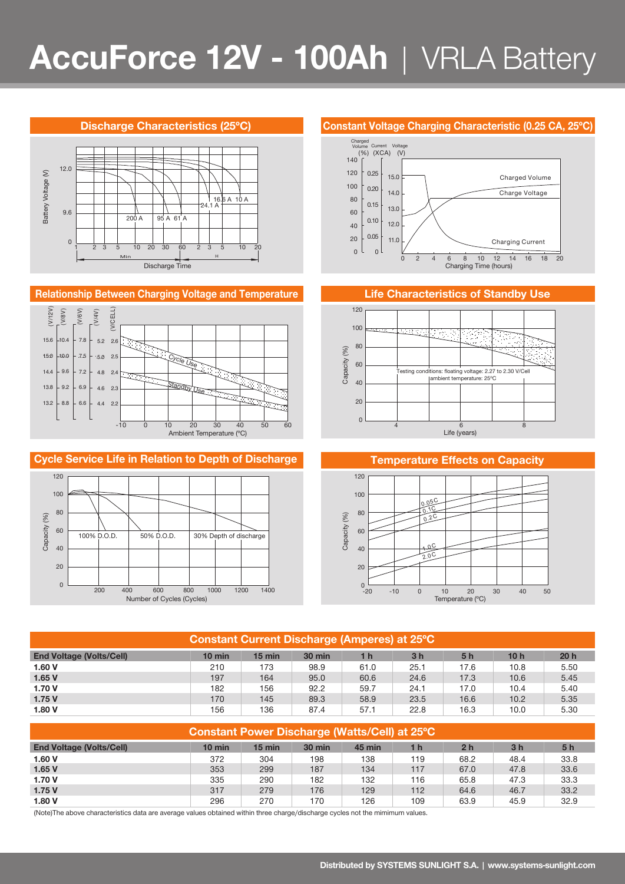# AccuForce 12V - 100Ah | VRLA Battery

## Discharge Characteristics (25°C)

Battery Voltage (V)
12.0
9.6
0
1 2 3 5 10 20 30 60 2 3 5 10 20
Min H
Discharge Time
200 A
95 A 61 A
24.1 A
16.6 A 10 A

## Constant Voltage Charging Characteristic (0.25 CA, 25°C)

Charged Volume (%) Current (XCA) Voltage (V)
140 120 100 80 60 40 20 0
0.25 0.20 0.15 0.10 0.05 0
15.0 14.0 13.0 12.0 11.0
0 2 4 6 8 10 12 14 16 18 20
Charging Time (hours)
Charged Volume
Charge Voltage
Charging Current

## Relationship Between Charging Voltage and Temperature

(V/12V) (V/8V) (V/6V) (V/4V) (V/CELL)
15.6 10.4 7.8 5.2 2.6
15.0 10.0 7.5 5.0 2.5
14.4 9.6 7.2 4.8 2.4
13.8 9.2 6.9 4.6 2.3
13.2 8.8 6.6 4.4 2.2
-10 0 10 20 30 40 50 60
Ambient Temperature (ºC)
Cycle Use
Standby Use

## Life Characteristics of Standby Use

Capacity (%)
120 100 80 60 40 20 0
4 6 8
Life (years)
Testing conditions: floating voltage: 2.27 to 2.30 V/Cell
ambient temperature: 25°C

## Cycle Service Life in Relation to Depth of Discharge

Capacity (%)
120 100 80 60 40 20 0
200 400 600 800 1000 1200 1400
Number of Cycles (Cycles)
100% D.O.D.
50% D.O.D.
30% Depth of discharge

## Temperature Effects on Capacity

Capacity (%)
120 100 80 60 40 20 0
-20 -10 0 10 20 30 40 50
Temperature (ºC)
0.05C
0.1C
0.2C
1.0C
2.0C

## Constant Current Discharge (Amperes) at 25ºC

| End Voltage (Volts/Cell) | 10 min | 15 min | 30 min | 1 h | 3 h | 5 h | 10 h | 20 h |
|---|---|---|---|---|---|---|---|---|
| **1.60 V** | 210 | 173 | 98.9 | 61.0 | 25.1 | 17.6 | 10.8 | 5.50 |
| **1.65 V** | 197 | 164 | 95.0 | 60.6 | 24.6 | 17.3 | 10.6 | 5.45 |
| **1.70 V** | 182 | 156 | 92.2 | 59.7 | 24.1 | 17.0 | 10.4 | 5.40 |
| **1.75 V** | 170 | 145 | 89.3 | 58.9 | 23.5 | 16.6 | 10.2 | 5.35 |
| **1.80 V** | 156 | 136 | 87.4 | 57.1 | 22.8 | 16.3 | 10.0 | 5.30 |

## Constant Power Discharge (Watts/Cell) at 25ºC

| End Voltage (Volts/Cell) | 10 min | 15 min | 30 min | 45 min | 1 h | 2 h | 3 h | 5 h |
|---|---|---|---|---|---|---|---|---|
| **1.60 V** | 372 | 304 | 198 | 138 | 119 | 68.2 | 48.4 | 33.8 |
| **1.65 V** | 353 | 299 | 187 | 134 | 117 | 67.0 | 47.8 | 33.6 |
| **1.70 V** | 335 | 290 | 182 | 132 | 116 | 65.8 | 47.3 | 33.3 |
| **1.75 V** | 317 | 279 | 176 | 129 | 112 | 64.6 | 46.7 | 33.2 |
| **1.80 V** | 296 | 270 | 170 | 126 | 109 | 63.9 | 45.9 | 32.9 |

(Note)The above characteristics data are average values obtained within three charge/discharge cycles not the mimimum values.

**Distributed by SYSTEMS SUNLIGHT S.A. | www.systems-sunlight.com**